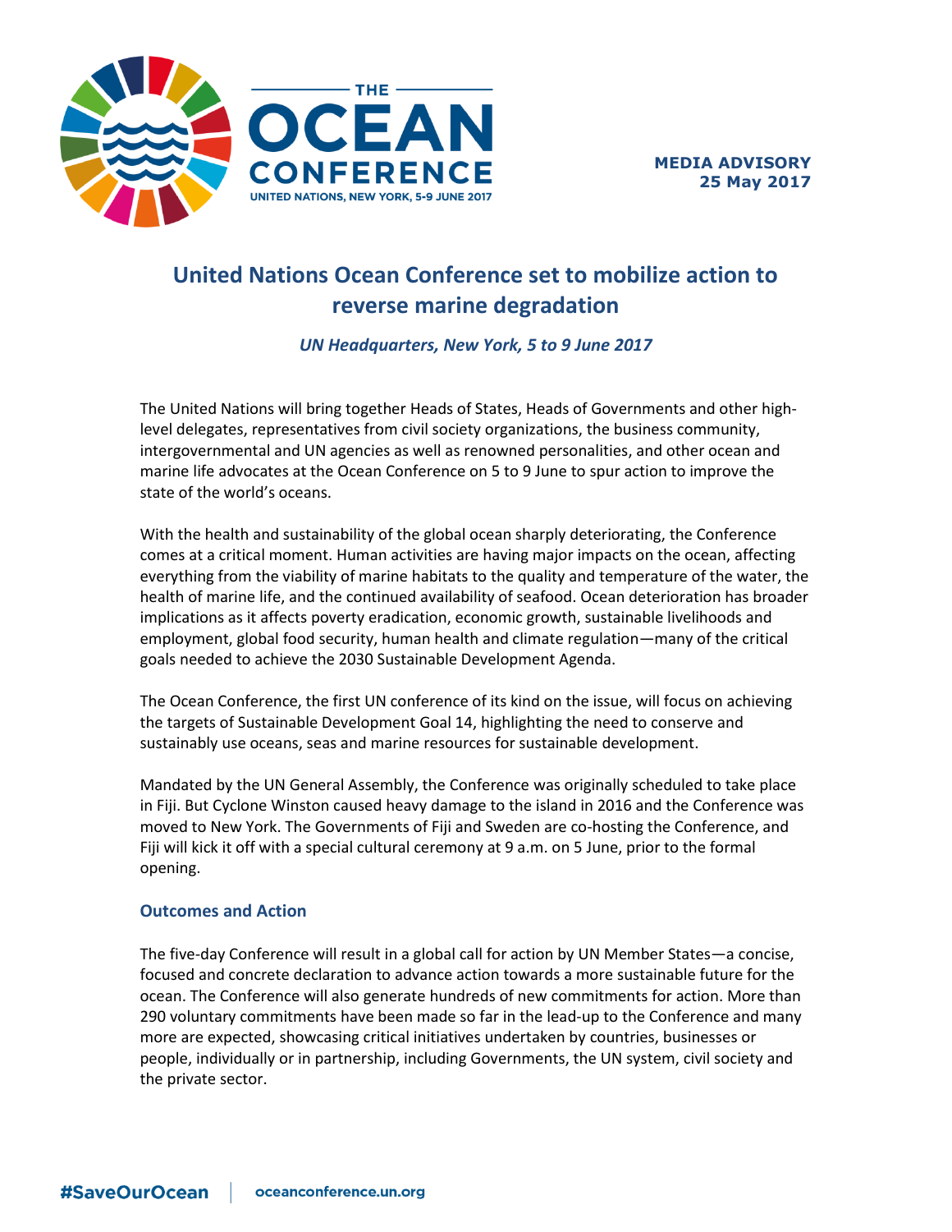THE OCEAN CONFERENCE
UNITED NATIONS, NEW YORK, 5-9 JUNE 2017

**MEDIA ADVISORY**
**25 May 2017**

# United Nations Ocean Conference set to mobilize action to reverse marine degradation

***UN Headquarters, New York, 5 to 9 June 2017***

The United Nations will bring together Heads of States, Heads of Governments and other high-level delegates, representatives from civil society organizations, the business community, intergovernmental and UN agencies as well as renowned personalities, and other ocean and marine life advocates at the Ocean Conference on 5 to 9 June to spur action to improve the state of the world's oceans.

With the health and sustainability of the global ocean sharply deteriorating, the Conference comes at a critical moment. Human activities are having major impacts on the ocean, affecting everything from the viability of marine habitats to the quality and temperature of the water, the health of marine life, and the continued availability of seafood. Ocean deterioration has broader implications as it affects poverty eradication, economic growth, sustainable livelihoods and employment, global food security, human health and climate regulation—many of the critical goals needed to achieve the 2030 Sustainable Development Agenda.

The Ocean Conference, the first UN conference of its kind on the issue, will focus on achieving the targets of Sustainable Development Goal 14, highlighting the need to conserve and sustainably use oceans, seas and marine resources for sustainable development.

Mandated by the UN General Assembly, the Conference was originally scheduled to take place in Fiji. But Cyclone Winston caused heavy damage to the island in 2016 and the Conference was moved to New York. The Governments of Fiji and Sweden are co-hosting the Conference, and Fiji will kick it off with a special cultural ceremony at 9 a.m. on 5 June, prior to the formal opening.

## Outcomes and Action

The five-day Conference will result in a global call for action by UN Member States—a concise, focused and concrete declaration to advance action towards a more sustainable future for the ocean. The Conference will also generate hundreds of new commitments for action. More than 290 voluntary commitments have been made so far in the lead-up to the Conference and many more are expected, showcasing critical initiatives undertaken by countries, businesses or people, individually or in partnership, including Governments, the UN system, civil society and the private sector.

#SaveOurOcean | oceanconference.un.org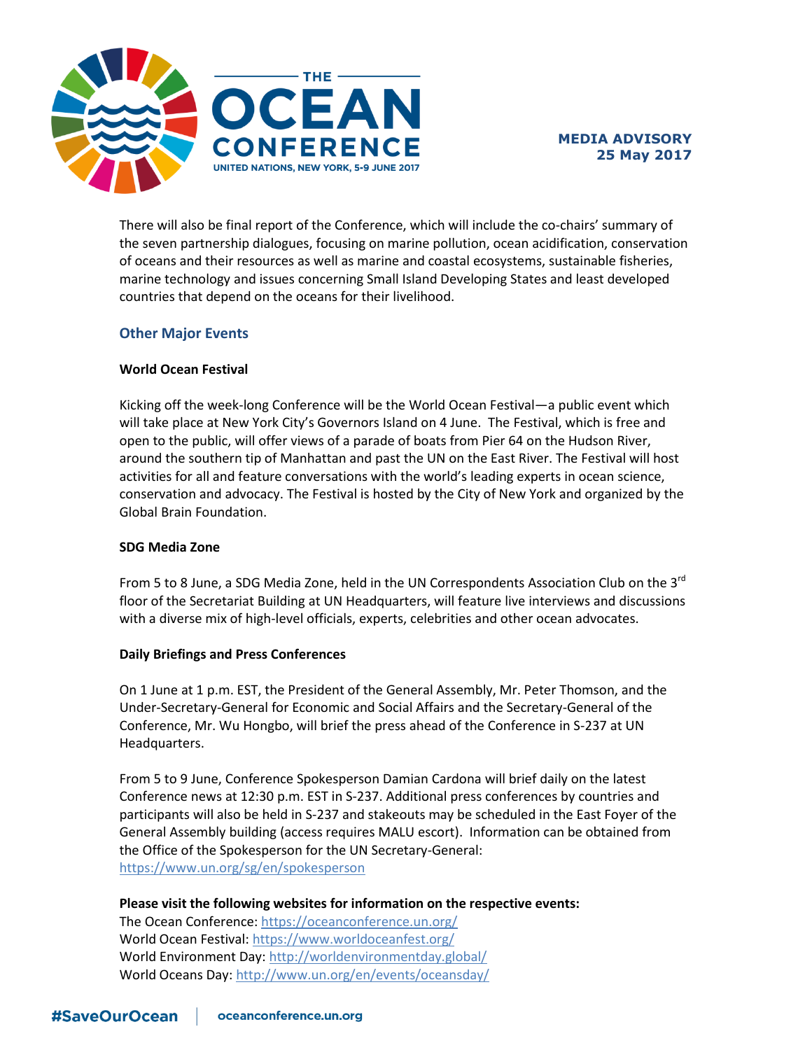There will also be final report of the Conference, which will include the co-chairs' summary of the seven partnership dialogues, focusing on marine pollution, ocean acidification, conservation of oceans and their resources as well as marine and coastal ecosystems, sustainable fisheries, marine technology and issues concerning Small Island Developing States and least developed countries that depend on the oceans for their livelihood.

## Other Major Events

**World Ocean Festival**

Kicking off the week-long Conference will be the World Ocean Festival—a public event which will take place at New York City's Governors Island on 4 June. The Festival, which is free and open to the public, will offer views of a parade of boats from Pier 64 on the Hudson River, around the southern tip of Manhattan and past the UN on the East River. The Festival will host activities for all and feature conversations with the world's leading experts in ocean science, conservation and advocacy. The Festival is hosted by the City of New York and organized by the Global Brain Foundation.

**SDG Media Zone**

From 5 to 8 June, a SDG Media Zone, held in the UN Correspondents Association Club on the 3rd floor of the Secretariat Building at UN Headquarters, will feature live interviews and discussions with a diverse mix of high-level officials, experts, celebrities and other ocean advocates.

**Daily Briefings and Press Conferences**

On 1 June at 1 p.m. EST, the President of the General Assembly, Mr. Peter Thomson, and the Under-Secretary-General for Economic and Social Affairs and the Secretary-General of the Conference, Mr. Wu Hongbo, will brief the press ahead of the Conference in S-237 at UN Headquarters.

From 5 to 9 June, Conference Spokesperson Damian Cardona will brief daily on the latest Conference news at 12:30 p.m. EST in S-237. Additional press conferences by countries and participants will also be held in S-237 and stakeouts may be scheduled in the East Foyer of the General Assembly building (access requires MALU escort). Information can be obtained from the Office of the Spokesperson for the UN Secretary-General: https://www.un.org/sg/en/spokesperson

**Please visit the following websites for information on the respective events:**
The Ocean Conference: https://oceanconference.un.org/
World Ocean Festival: https://www.worldoceanfest.org/
World Environment Day: http://worldenvironmentday.global/
World Oceans Day: http://www.un.org/en/events/oceansday/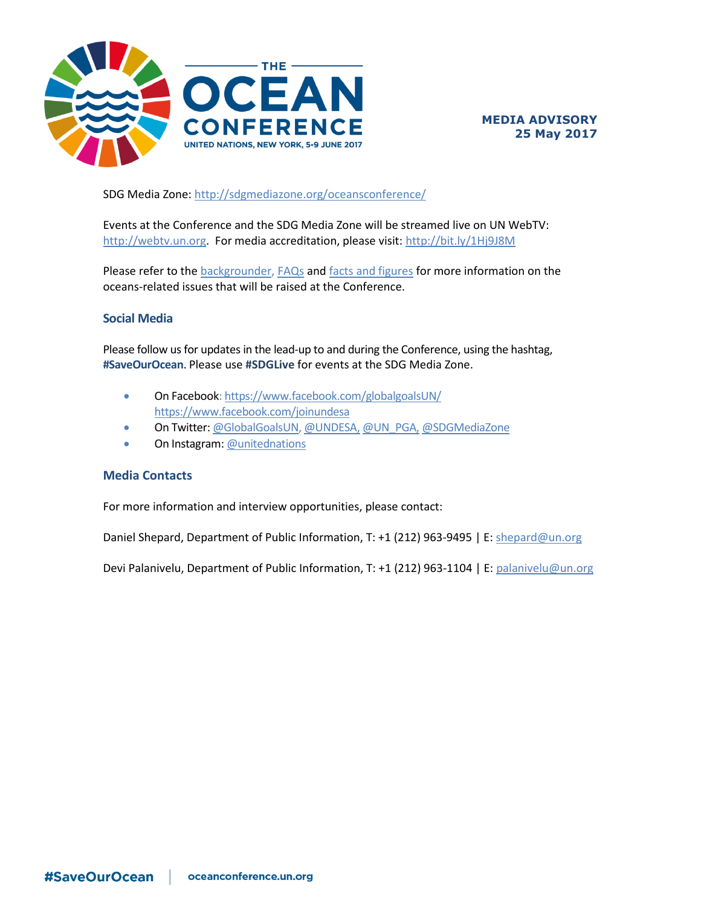SDG Media Zone: http://sdgmediazone.org/oceansconference/

Events at the Conference and the SDG Media Zone will be streamed live on UN WebTV: http://webtv.un.org. For media accreditation, please visit: http://bit.ly/1Hj9J8M

Please refer to the backgrounder, FAQs and facts and figures for more information on the oceans-related issues that will be raised at the Conference.

## Social Media

Please follow us for updates in the lead-up to and during the Conference, using the hashtag, **#SaveOurOcean**. Please use **#SDGLive** for events at the SDG Media Zone.

- On Facebook: https://www.facebook.com/globalgoalsUN/ https://www.facebook.com/joinundesa
- On Twitter: @GlobalGoalsUN, @UNDESA, @UN_PGA, @SDGMediaZone
- On Instagram: @unitednations

## Media Contacts

For more information and interview opportunities, please contact:

Daniel Shepard, Department of Public Information, T: +1 (212) 963-9495 | E: shepard@un.org

Devi Palanivelu, Department of Public Information, T: +1 (212) 963-1104 | E: palanivelu@un.org